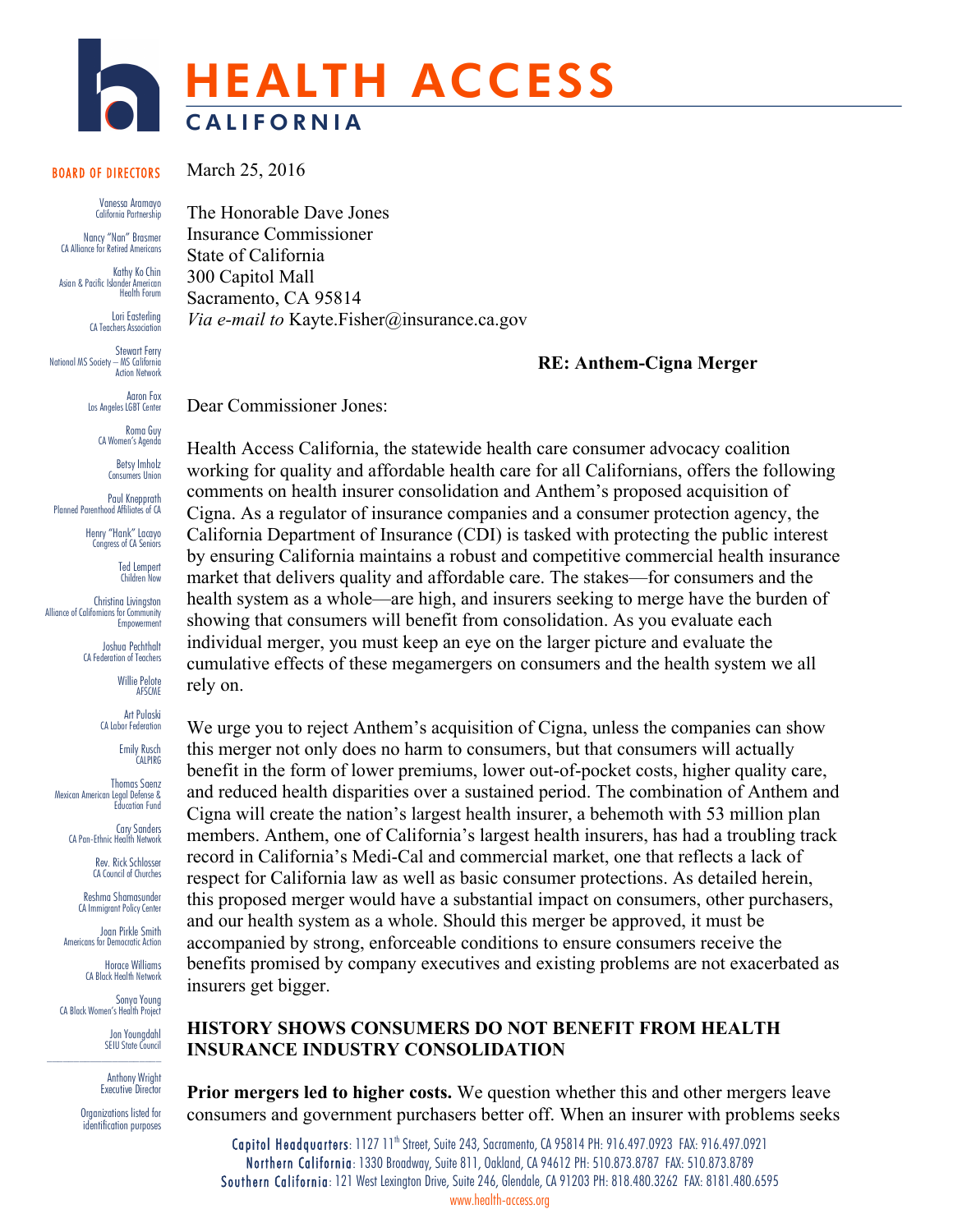# HEALTH ACCESS CALIFORNIA

**BOARD OF DIRECTORS**

Vanessa Aramayo
California Partnership

Nancy "Nan" Brasmer
CA Alliance for Retired Americans

Kathy Ko Chin
Asian & Pacific Islander American Health Forum

Lori Easterling
CA Teachers Association

Stewart Ferry
National MS Society – MS California Action Network

Aaron Fox
Los Angeles LGBT Center

Roma Guy
CA Women's Agenda

Betsy Imholz
Consumers Union

Paul Knepprath
Planned Parenthood Affiliates of CA

Henry "Hank" Lacayo
Congress of CA Seniors

Ted Lempert
Children Now

Christina Livingston
Alliance of Californians for Community Empowerment

Joshua Pechthalt
CA Federation of Teachers

Willie Pelote
AFSCME

Art Pulaski
CA Labor Federation

Emily Rusch
CALPIRG

Thomas Saenz
Mexican American Legal Defense & Education Fund

Cary Sanders
CA Pan-Ethnic Health Network

Rev. Rick Schlosser
CA Council of Churches

Reshma Shamasunder
CA Immigrant Policy Center

Joan Pirkle Smith
Americans for Democratic Action

Horace Williams
CA Black Health Network

Sonya Young
CA Black Women's Health Project

Jon Youngdahl
SEIU State Council

Anthony Wright
Executive Director

Organizations listed for identification purposes

March 25, 2016

The Honorable Dave Jones
Insurance Commissioner
State of California
300 Capitol Mall
Sacramento, CA 95814
*Via e-mail to* Kayte.Fisher@insurance.ca.gov

**RE: Anthem-Cigna Merger**

Dear Commissioner Jones:

Health Access California, the statewide health care consumer advocacy coalition working for quality and affordable health care for all Californians, offers the following comments on health insurer consolidation and Anthem's proposed acquisition of Cigna. As a regulator of insurance companies and a consumer protection agency, the California Department of Insurance (CDI) is tasked with protecting the public interest by ensuring California maintains a robust and competitive commercial health insurance market that delivers quality and affordable care. The stakes—for consumers and the health system as a whole—are high, and insurers seeking to merge have the burden of showing that consumers will benefit from consolidation. As you evaluate each individual merger, you must keep an eye on the larger picture and evaluate the cumulative effects of these megamergers on consumers and the health system we all rely on.

We urge you to reject Anthem's acquisition of Cigna, unless the companies can show this merger not only does no harm to consumers, but that consumers will actually benefit in the form of lower premiums, lower out-of-pocket costs, higher quality care, and reduced health disparities over a sustained period. The combination of Anthem and Cigna will create the nation's largest health insurer, a behemoth with 53 million plan members. Anthem, one of California's largest health insurers, has had a troubling track record in California's Medi-Cal and commercial market, one that reflects a lack of respect for California law as well as basic consumer protections. As detailed herein, this proposed merger would have a substantial impact on consumers, other purchasers, and our health system as a whole. Should this merger be approved, it must be accompanied by strong, enforceable conditions to ensure consumers receive the benefits promised by company executives and existing problems are not exacerbated as insurers get bigger.

## HISTORY SHOWS CONSUMERS DO NOT BENEFIT FROM HEALTH INSURANCE INDUSTRY CONSOLIDATION

**Prior mergers led to higher costs.** We question whether this and other mergers leave consumers and government purchasers better off. When an insurer with problems seeks

Capitol Headquarters: 1127 11th Street, Suite 243, Sacramento, CA 95814 PH: 916.497.0923 FAX: 916.497.0921
Northern California: 1330 Broadway, Suite 811, Oakland, CA 94612 PH: 510.873.8787 FAX: 510.873.8789
Southern California: 121 West Lexington Drive, Suite 246, Glendale, CA 91203 PH: 818.480.3262 FAX: 8181.480.6595
www.health-access.org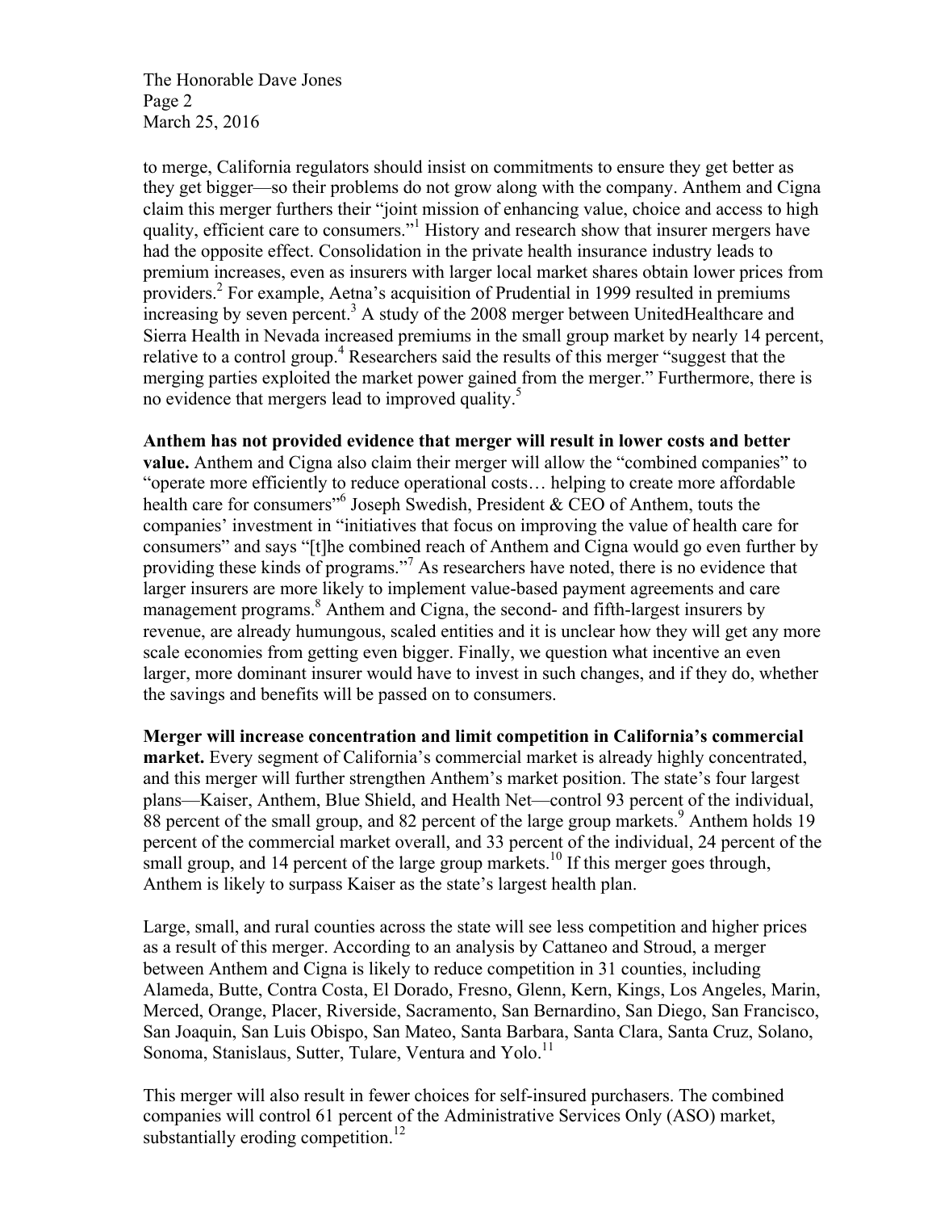to merge, California regulators should insist on commitments to ensure they get better as they get bigger—so their problems do not grow along with the company. Anthem and Cigna claim this merger furthers their "joint mission of enhancing value, choice and access to high quality, efficient care to consumers."[1] History and research show that insurer mergers have had the opposite effect. Consolidation in the private health insurance industry leads to premium increases, even as insurers with larger local market shares obtain lower prices from providers.[2] For example, Aetna's acquisition of Prudential in 1999 resulted in premiums increasing by seven percent.[3] A study of the 2008 merger between UnitedHealthcare and Sierra Health in Nevada increased premiums in the small group market by nearly 14 percent, relative to a control group.[4] Researchers said the results of this merger "suggest that the merging parties exploited the market power gained from the merger." Furthermore, there is no evidence that mergers lead to improved quality.[5]

**Anthem has not provided evidence that merger will result in lower costs and better value.** Anthem and Cigna also claim their merger will allow the "combined companies" to "operate more efficiently to reduce operational costs… helping to create more affordable health care for consumers"[6] Joseph Swedish, President & CEO of Anthem, touts the companies' investment in "initiatives that focus on improving the value of health care for consumers" and says "[t]he combined reach of Anthem and Cigna would go even further by providing these kinds of programs."[7] As researchers have noted, there is no evidence that larger insurers are more likely to implement value-based payment agreements and care management programs.[8] Anthem and Cigna, the second- and fifth-largest insurers by revenue, are already humungous, scaled entities and it is unclear how they will get any more scale economies from getting even bigger. Finally, we question what incentive an even larger, more dominant insurer would have to invest in such changes, and if they do, whether the savings and benefits will be passed on to consumers.

**Merger will increase concentration and limit competition in California's commercial market.** Every segment of California's commercial market is already highly concentrated, and this merger will further strengthen Anthem's market position. The state's four largest plans—Kaiser, Anthem, Blue Shield, and Health Net—control 93 percent of the individual, 88 percent of the small group, and 82 percent of the large group markets.[9] Anthem holds 19 percent of the commercial market overall, and 33 percent of the individual, 24 percent of the small group, and 14 percent of the large group markets.[10] If this merger goes through, Anthem is likely to surpass Kaiser as the state's largest health plan.

Large, small, and rural counties across the state will see less competition and higher prices as a result of this merger. According to an analysis by Cattaneo and Stroud, a merger between Anthem and Cigna is likely to reduce competition in 31 counties, including Alameda, Butte, Contra Costa, El Dorado, Fresno, Glenn, Kern, Kings, Los Angeles, Marin, Merced, Orange, Placer, Riverside, Sacramento, San Bernardino, San Diego, San Francisco, San Joaquin, San Luis Obispo, San Mateo, Santa Barbara, Santa Clara, Santa Cruz, Solano, Sonoma, Stanislaus, Sutter, Tulare, Ventura and Yolo.[11]

This merger will also result in fewer choices for self-insured purchasers. The combined companies will control 61 percent of the Administrative Services Only (ASO) market, substantially eroding competition.[12]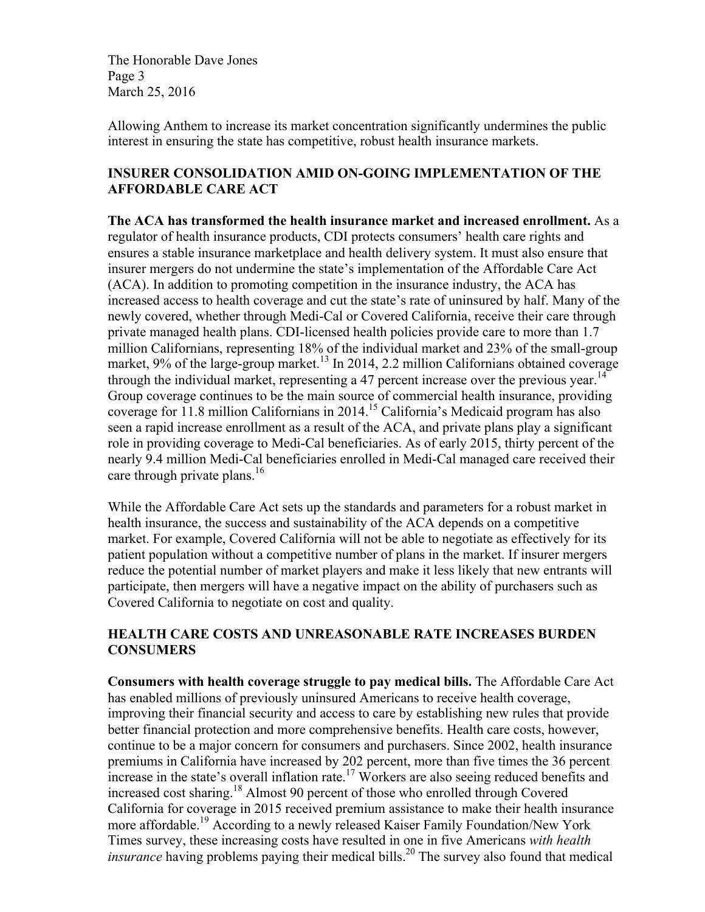Allowing Anthem to increase its market concentration significantly undermines the public interest in ensuring the state has competitive, robust health insurance markets.

## INSURER CONSOLIDATION AMID ON-GOING IMPLEMENTATION OF THE AFFORDABLE CARE ACT

**The ACA has transformed the health insurance market and increased enrollment.** As a regulator of health insurance products, CDI protects consumers' health care rights and ensures a stable insurance marketplace and health delivery system. It must also ensure that insurer mergers do not undermine the state's implementation of the Affordable Care Act (ACA). In addition to promoting competition in the insurance industry, the ACA has increased access to health coverage and cut the state's rate of uninsured by half. Many of the newly covered, whether through Medi-Cal or Covered California, receive their care through private managed health plans. CDI-licensed health policies provide care to more than 1.7 million Californians, representing 18% of the individual market and 23% of the small-group market, 9% of the large-group market.[13] In 2014, 2.2 million Californians obtained coverage through the individual market, representing a 47 percent increase over the previous year.[14] Group coverage continues to be the main source of commercial health insurance, providing coverage for 11.8 million Californians in 2014.[15] California's Medicaid program has also seen a rapid increase enrollment as a result of the ACA, and private plans play a significant role in providing coverage to Medi-Cal beneficiaries. As of early 2015, thirty percent of the nearly 9.4 million Medi-Cal beneficiaries enrolled in Medi-Cal managed care received their care through private plans.[16]

While the Affordable Care Act sets up the standards and parameters for a robust market in health insurance, the success and sustainability of the ACA depends on a competitive market. For example, Covered California will not be able to negotiate as effectively for its patient population without a competitive number of plans in the market. If insurer mergers reduce the potential number of market players and make it less likely that new entrants will participate, then mergers will have a negative impact on the ability of purchasers such as Covered California to negotiate on cost and quality.

## HEALTH CARE COSTS AND UNREASONABLE RATE INCREASES BURDEN CONSUMERS

**Consumers with health coverage struggle to pay medical bills.** The Affordable Care Act has enabled millions of previously uninsured Americans to receive health coverage, improving their financial security and access to care by establishing new rules that provide better financial protection and more comprehensive benefits. Health care costs, however, continue to be a major concern for consumers and purchasers. Since 2002, health insurance premiums in California have increased by 202 percent, more than five times the 36 percent increase in the state's overall inflation rate.[17] Workers are also seeing reduced benefits and increased cost sharing.[18] Almost 90 percent of those who enrolled through Covered California for coverage in 2015 received premium assistance to make their health insurance more affordable.[19] According to a newly released Kaiser Family Foundation/New York Times survey, these increasing costs have resulted in one in five Americans *with health insurance* having problems paying their medical bills.[20] The survey also found that medical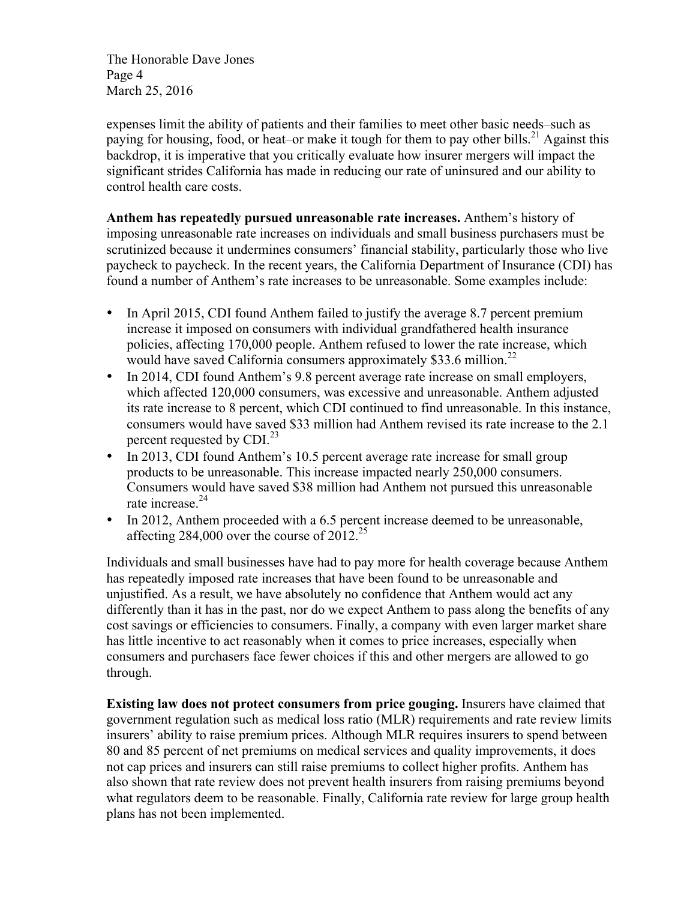expenses limit the ability of patients and their families to meet other basic needs–such as paying for housing, food, or heat–or make it tough for them to pay other bills.[21] Against this backdrop, it is imperative that you critically evaluate how insurer mergers will impact the significant strides California has made in reducing our rate of uninsured and our ability to control health care costs.

**Anthem has repeatedly pursued unreasonable rate increases.** Anthem's history of imposing unreasonable rate increases on individuals and small business purchasers must be scrutinized because it undermines consumers' financial stability, particularly those who live paycheck to paycheck. In the recent years, the California Department of Insurance (CDI) has found a number of Anthem's rate increases to be unreasonable. Some examples include:

- In April 2015, CDI found Anthem failed to justify the average 8.7 percent premium increase it imposed on consumers with individual grandfathered health insurance policies, affecting 170,000 people. Anthem refused to lower the rate increase, which would have saved California consumers approximately $33.6 million.[22]
- In 2014, CDI found Anthem's 9.8 percent average rate increase on small employers, which affected 120,000 consumers, was excessive and unreasonable. Anthem adjusted its rate increase to 8 percent, which CDI continued to find unreasonable. In this instance, consumers would have saved $33 million had Anthem revised its rate increase to the 2.1 percent requested by CDI.[23]
- In 2013, CDI found Anthem's 10.5 percent average rate increase for small group products to be unreasonable. This increase impacted nearly 250,000 consumers. Consumers would have saved $38 million had Anthem not pursued this unreasonable rate increase.[24]
- In 2012, Anthem proceeded with a 6.5 percent increase deemed to be unreasonable, affecting 284,000 over the course of 2012.[25]

Individuals and small businesses have had to pay more for health coverage because Anthem has repeatedly imposed rate increases that have been found to be unreasonable and unjustified. As a result, we have absolutely no confidence that Anthem would act any differently than it has in the past, nor do we expect Anthem to pass along the benefits of any cost savings or efficiencies to consumers. Finally, a company with even larger market share has little incentive to act reasonably when it comes to price increases, especially when consumers and purchasers face fewer choices if this and other mergers are allowed to go through.

**Existing law does not protect consumers from price gouging.** Insurers have claimed that government regulation such as medical loss ratio (MLR) requirements and rate review limits insurers' ability to raise premium prices. Although MLR requires insurers to spend between 80 and 85 percent of net premiums on medical services and quality improvements, it does not cap prices and insurers can still raise premiums to collect higher profits. Anthem has also shown that rate review does not prevent health insurers from raising premiums beyond what regulators deem to be reasonable. Finally, California rate review for large group health plans has not been implemented.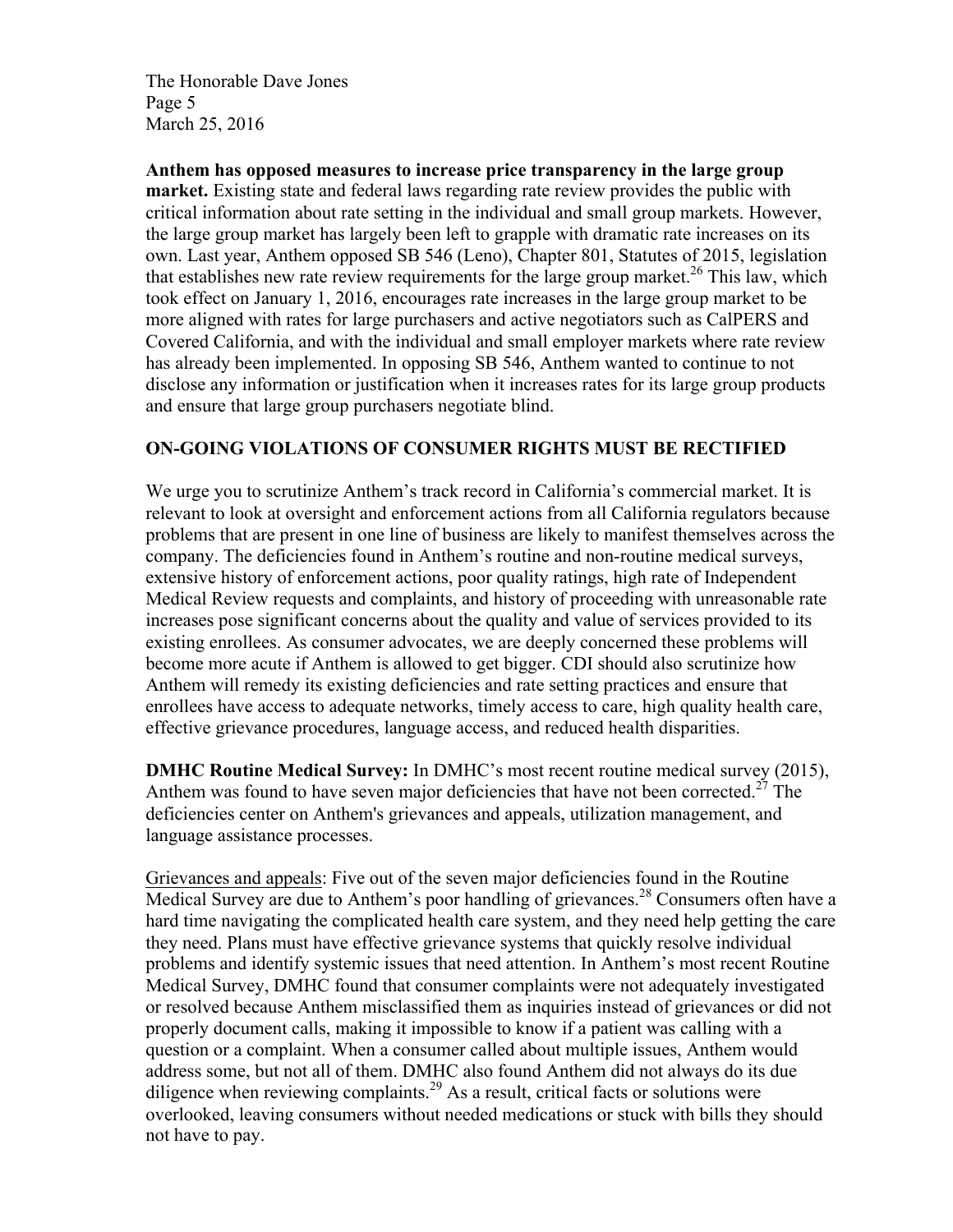**Anthem has opposed measures to increase price transparency in the large group market.** Existing state and federal laws regarding rate review provides the public with critical information about rate setting in the individual and small group markets. However, the large group market has largely been left to grapple with dramatic rate increases on its own. Last year, Anthem opposed SB 546 (Leno), Chapter 801, Statutes of 2015, legislation that establishes new rate review requirements for the large group market.[26] This law, which took effect on January 1, 2016, encourages rate increases in the large group market to be more aligned with rates for large purchasers and active negotiators such as CalPERS and Covered California, and with the individual and small employer markets where rate review has already been implemented. In opposing SB 546, Anthem wanted to continue to not disclose any information or justification when it increases rates for its large group products and ensure that large group purchasers negotiate blind.

## ON-GOING VIOLATIONS OF CONSUMER RIGHTS MUST BE RECTIFIED

We urge you to scrutinize Anthem's track record in California's commercial market. It is relevant to look at oversight and enforcement actions from all California regulators because problems that are present in one line of business are likely to manifest themselves across the company. The deficiencies found in Anthem's routine and non-routine medical surveys, extensive history of enforcement actions, poor quality ratings, high rate of Independent Medical Review requests and complaints, and history of proceeding with unreasonable rate increases pose significant concerns about the quality and value of services provided to its existing enrollees. As consumer advocates, we are deeply concerned these problems will become more acute if Anthem is allowed to get bigger. CDI should also scrutinize how Anthem will remedy its existing deficiencies and rate setting practices and ensure that enrollees have access to adequate networks, timely access to care, high quality health care, effective grievance procedures, language access, and reduced health disparities.

**DMHC Routine Medical Survey:** In DMHC's most recent routine medical survey (2015), Anthem was found to have seven major deficiencies that have not been corrected.[27] The deficiencies center on Anthem's grievances and appeals, utilization management, and language assistance processes.

<u>Grievances and appeals</u>: Five out of the seven major deficiencies found in the Routine Medical Survey are due to Anthem's poor handling of grievances.[28] Consumers often have a hard time navigating the complicated health care system, and they need help getting the care they need. Plans must have effective grievance systems that quickly resolve individual problems and identify systemic issues that need attention. In Anthem's most recent Routine Medical Survey, DMHC found that consumer complaints were not adequately investigated or resolved because Anthem misclassified them as inquiries instead of grievances or did not properly document calls, making it impossible to know if a patient was calling with a question or a complaint. When a consumer called about multiple issues, Anthem would address some, but not all of them. DMHC also found Anthem did not always do its due diligence when reviewing complaints.[29] As a result, critical facts or solutions were overlooked, leaving consumers without needed medications or stuck with bills they should not have to pay.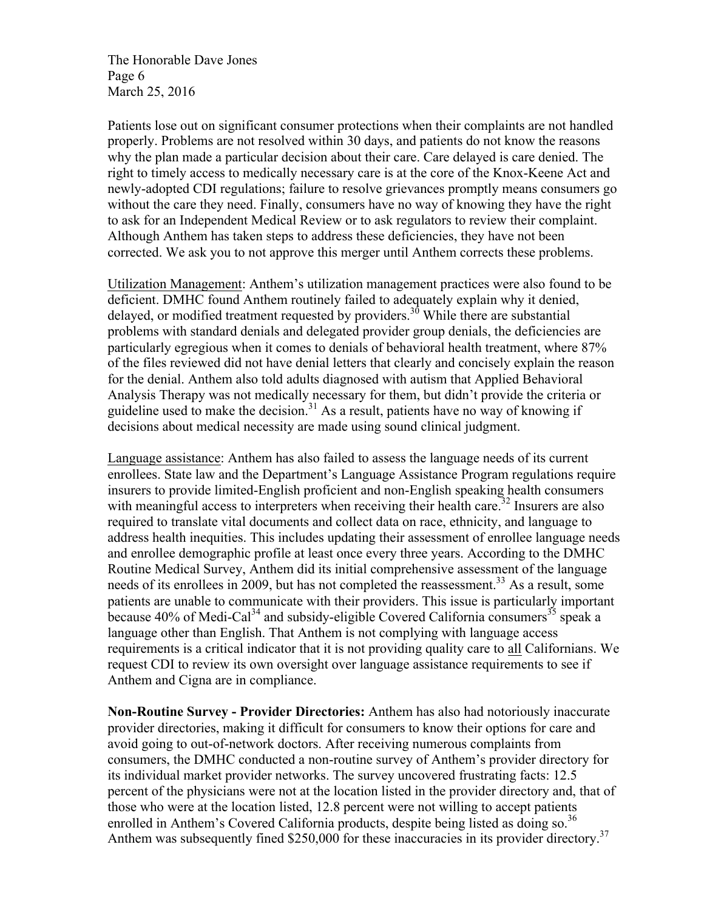Patients lose out on significant consumer protections when their complaints are not handled properly. Problems are not resolved within 30 days, and patients do not know the reasons why the plan made a particular decision about their care. Care delayed is care denied. The right to timely access to medically necessary care is at the core of the Knox-Keene Act and newly-adopted CDI regulations; failure to resolve grievances promptly means consumers go without the care they need. Finally, consumers have no way of knowing they have the right to ask for an Independent Medical Review or to ask regulators to review their complaint. Although Anthem has taken steps to address these deficiencies, they have not been corrected. We ask you to not approve this merger until Anthem corrects these problems.

Utilization Management: Anthem's utilization management practices were also found to be deficient. DMHC found Anthem routinely failed to adequately explain why it denied, delayed, or modified treatment requested by providers.[30] While there are substantial problems with standard denials and delegated provider group denials, the deficiencies are particularly egregious when it comes to denials of behavioral health treatment, where 87% of the files reviewed did not have denial letters that clearly and concisely explain the reason for the denial. Anthem also told adults diagnosed with autism that Applied Behavioral Analysis Therapy was not medically necessary for them, but didn't provide the criteria or guideline used to make the decision.[31] As a result, patients have no way of knowing if decisions about medical necessity are made using sound clinical judgment.

Language assistance: Anthem has also failed to assess the language needs of its current enrollees. State law and the Department's Language Assistance Program regulations require insurers to provide limited-English proficient and non-English speaking health consumers with meaningful access to interpreters when receiving their health care.[32] Insurers are also required to translate vital documents and collect data on race, ethnicity, and language to address health inequities. This includes updating their assessment of enrollee language needs and enrollee demographic profile at least once every three years. According to the DMHC Routine Medical Survey, Anthem did its initial comprehensive assessment of the language needs of its enrollees in 2009, but has not completed the reassessment.[33] As a result, some patients are unable to communicate with their providers. This issue is particularly important because 40% of Medi-Cal[34] and subsidy-eligible Covered California consumers[35] speak a language other than English. That Anthem is not complying with language access requirements is a critical indicator that it is not providing quality care to all Californians. We request CDI to review its own oversight over language assistance requirements to see if Anthem and Cigna are in compliance.

**Non-Routine Survey - Provider Directories:** Anthem has also had notoriously inaccurate provider directories, making it difficult for consumers to know their options for care and avoid going to out-of-network doctors. After receiving numerous complaints from consumers, the DMHC conducted a non-routine survey of Anthem's provider directory for its individual market provider networks. The survey uncovered frustrating facts: 12.5 percent of the physicians were not at the location listed in the provider directory and, that of those who were at the location listed, 12.8 percent were not willing to accept patients enrolled in Anthem's Covered California products, despite being listed as doing so.[36] Anthem was subsequently fined $250,000 for these inaccuracies in its provider directory.[37]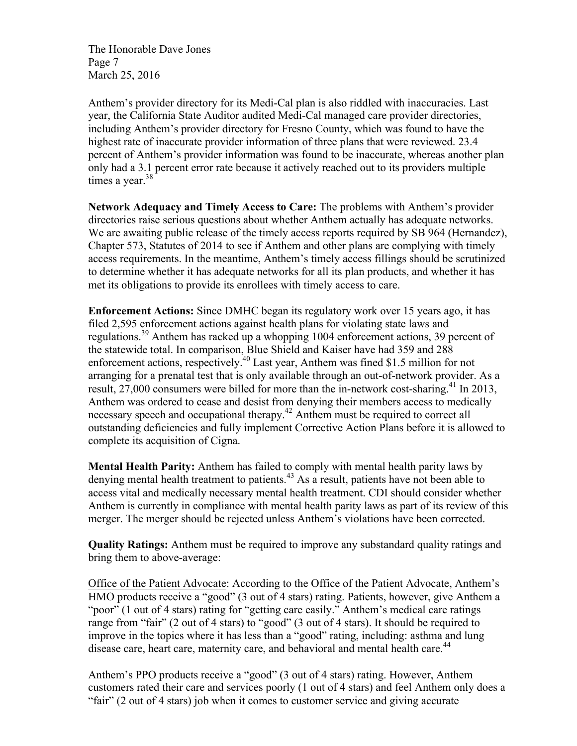Anthem's provider directory for its Medi-Cal plan is also riddled with inaccuracies. Last year, the California State Auditor audited Medi-Cal managed care provider directories, including Anthem's provider directory for Fresno County, which was found to have the highest rate of inaccurate provider information of three plans that were reviewed. 23.4 percent of Anthem's provider information was found to be inaccurate, whereas another plan only had a 3.1 percent error rate because it actively reached out to its providers multiple times a year.[38]

**Network Adequacy and Timely Access to Care:** The problems with Anthem's provider directories raise serious questions about whether Anthem actually has adequate networks. We are awaiting public release of the timely access reports required by SB 964 (Hernandez), Chapter 573, Statutes of 2014 to see if Anthem and other plans are complying with timely access requirements. In the meantime, Anthem's timely access fillings should be scrutinized to determine whether it has adequate networks for all its plan products, and whether it has met its obligations to provide its enrollees with timely access to care.

**Enforcement Actions:** Since DMHC began its regulatory work over 15 years ago, it has filed 2,595 enforcement actions against health plans for violating state laws and regulations.[39] Anthem has racked up a whopping 1004 enforcement actions, 39 percent of the statewide total. In comparison, Blue Shield and Kaiser have had 359 and 288 enforcement actions, respectively.[40] Last year, Anthem was fined $1.5 million for not arranging for a prenatal test that is only available through an out-of-network provider. As a result, 27,000 consumers were billed for more than the in-network cost-sharing.[41] In 2013, Anthem was ordered to cease and desist from denying their members access to medically necessary speech and occupational therapy.[42] Anthem must be required to correct all outstanding deficiencies and fully implement Corrective Action Plans before it is allowed to complete its acquisition of Cigna.

**Mental Health Parity:** Anthem has failed to comply with mental health parity laws by denying mental health treatment to patients.[43] As a result, patients have not been able to access vital and medically necessary mental health treatment. CDI should consider whether Anthem is currently in compliance with mental health parity laws as part of its review of this merger. The merger should be rejected unless Anthem's violations have been corrected.

**Quality Ratings:** Anthem must be required to improve any substandard quality ratings and bring them to above-average:

<u>Office of the Patient Advocate</u>: According to the Office of the Patient Advocate, Anthem's HMO products receive a "good" (3 out of 4 stars) rating. Patients, however, give Anthem a "poor" (1 out of 4 stars) rating for "getting care easily." Anthem's medical care ratings range from "fair" (2 out of 4 stars) to "good" (3 out of 4 stars). It should be required to improve in the topics where it has less than a "good" rating, including: asthma and lung disease care, heart care, maternity care, and behavioral and mental health care.[44]

Anthem's PPO products receive a "good" (3 out of 4 stars) rating. However, Anthem customers rated their care and services poorly (1 out of 4 stars) and feel Anthem only does a "fair" (2 out of 4 stars) job when it comes to customer service and giving accurate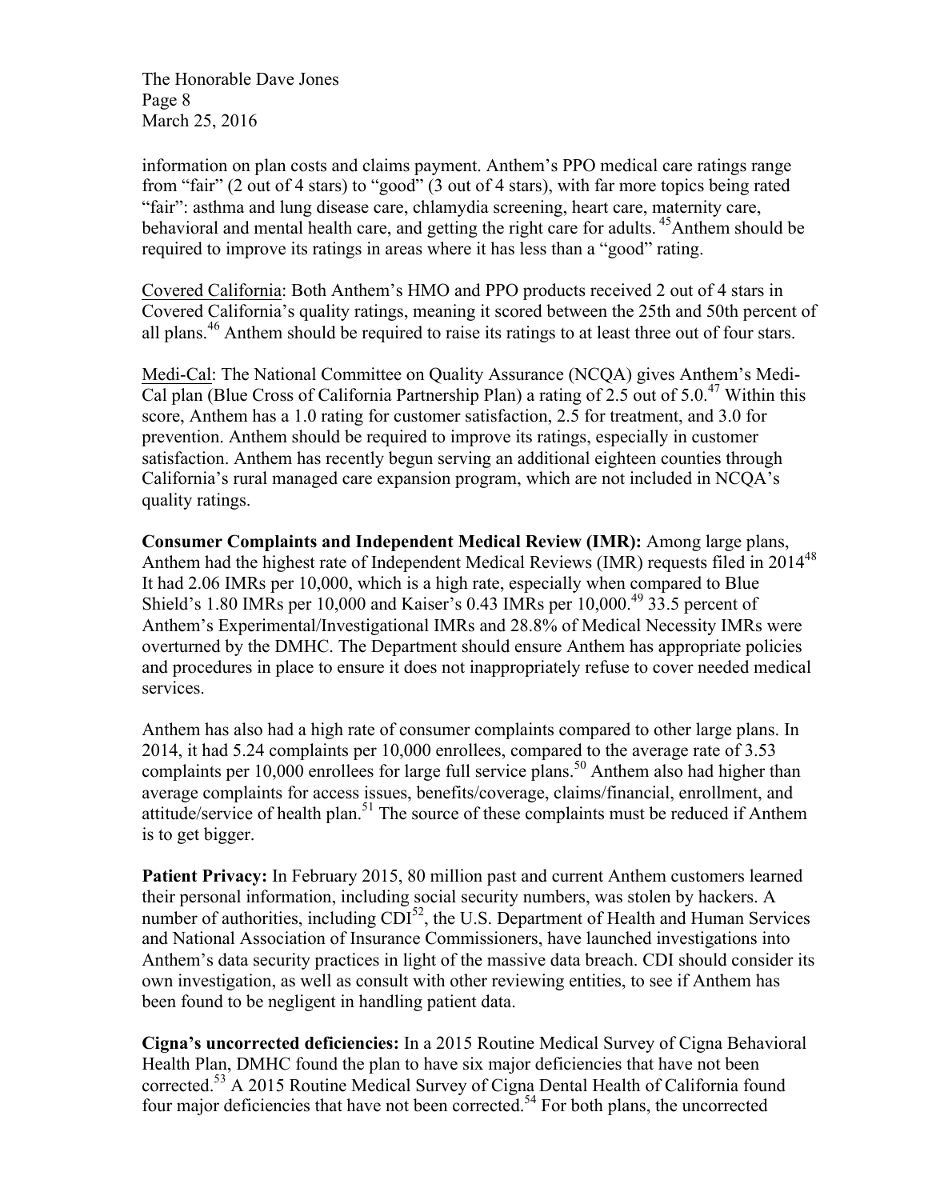information on plan costs and claims payment. Anthem's PPO medical care ratings range from "fair" (2 out of 4 stars) to "good" (3 out of 4 stars), with far more topics being rated "fair": asthma and lung disease care, chlamydia screening, heart care, maternity care, behavioral and mental health care, and getting the right care for adults. [45]Anthem should be required to improve its ratings in areas where it has less than a "good" rating.

Covered California: Both Anthem's HMO and PPO products received 2 out of 4 stars in Covered California's quality ratings, meaning it scored between the 25th and 50th percent of all plans.[46] Anthem should be required to raise its ratings to at least three out of four stars.

Medi-Cal: The National Committee on Quality Assurance (NCQA) gives Anthem's Medi-Cal plan (Blue Cross of California Partnership Plan) a rating of 2.5 out of 5.0.[47] Within this score, Anthem has a 1.0 rating for customer satisfaction, 2.5 for treatment, and 3.0 for prevention. Anthem should be required to improve its ratings, especially in customer satisfaction. Anthem has recently begun serving an additional eighteen counties through California's rural managed care expansion program, which are not included in NCQA's quality ratings.

**Consumer Complaints and Independent Medical Review (IMR):** Among large plans, Anthem had the highest rate of Independent Medical Reviews (IMR) requests filed in 2014[48] It had 2.06 IMRs per 10,000, which is a high rate, especially when compared to Blue Shield's 1.80 IMRs per 10,000 and Kaiser's 0.43 IMRs per 10,000.[49] 33.5 percent of Anthem's Experimental/Investigational IMRs and 28.8% of Medical Necessity IMRs were overturned by the DMHC. The Department should ensure Anthem has appropriate policies and procedures in place to ensure it does not inappropriately refuse to cover needed medical services.

Anthem has also had a high rate of consumer complaints compared to other large plans. In 2014, it had 5.24 complaints per 10,000 enrollees, compared to the average rate of 3.53 complaints per 10,000 enrollees for large full service plans.[50] Anthem also had higher than average complaints for access issues, benefits/coverage, claims/financial, enrollment, and attitude/service of health plan.[51] The source of these complaints must be reduced if Anthem is to get bigger.

**Patient Privacy:** In February 2015, 80 million past and current Anthem customers learned their personal information, including social security numbers, was stolen by hackers. A number of authorities, including CDI[52], the U.S. Department of Health and Human Services and National Association of Insurance Commissioners, have launched investigations into Anthem's data security practices in light of the massive data breach. CDI should consider its own investigation, as well as consult with other reviewing entities, to see if Anthem has been found to be negligent in handling patient data.

**Cigna's uncorrected deficiencies:** In a 2015 Routine Medical Survey of Cigna Behavioral Health Plan, DMHC found the plan to have six major deficiencies that have not been corrected.[53] A 2015 Routine Medical Survey of Cigna Dental Health of California found four major deficiencies that have not been corrected.[54] For both plans, the uncorrected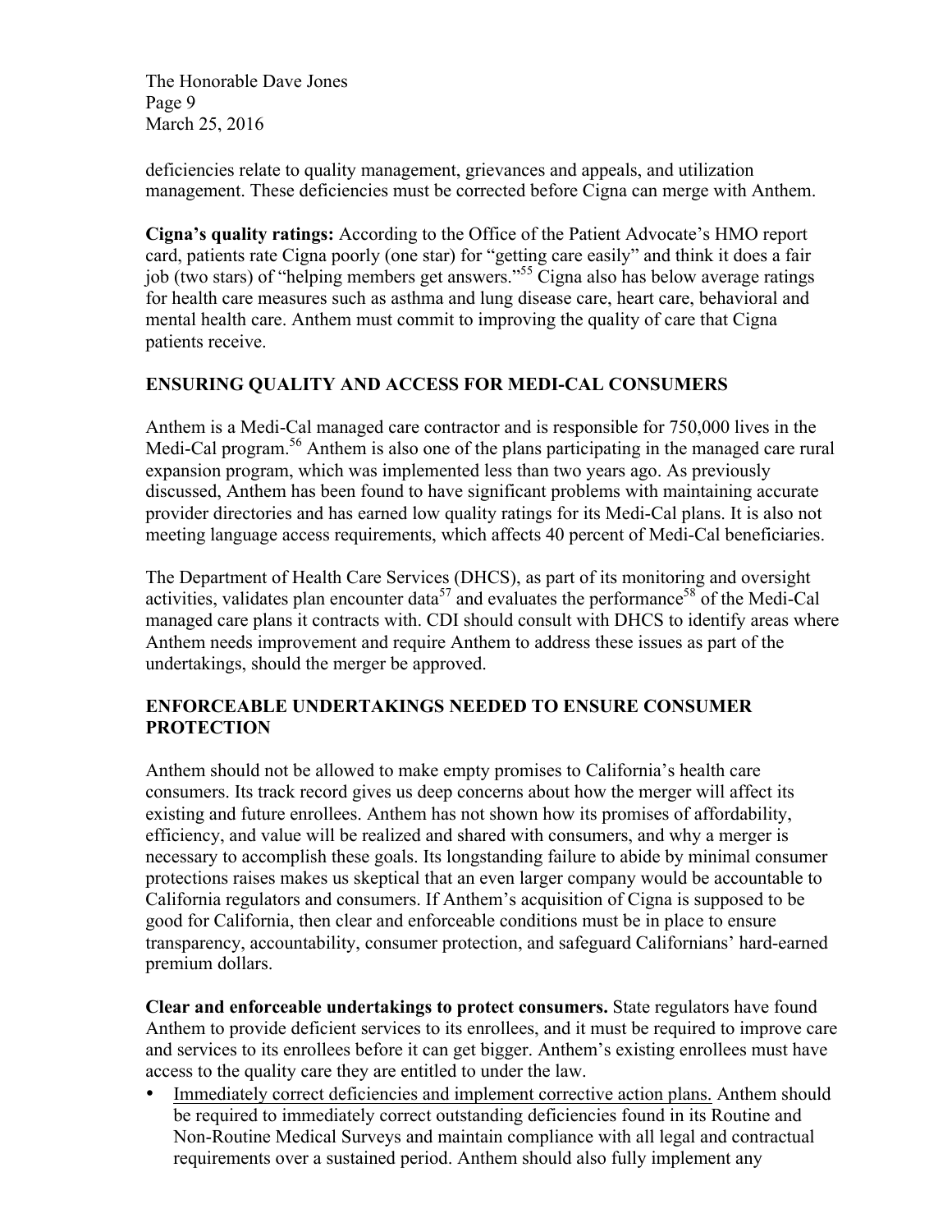deficiencies relate to quality management, grievances and appeals, and utilization management. These deficiencies must be corrected before Cigna can merge with Anthem.

**Cigna's quality ratings:** According to the Office of the Patient Advocate's HMO report card, patients rate Cigna poorly (one star) for "getting care easily" and think it does a fair job (two stars) of "helping members get answers."[55] Cigna also has below average ratings for health care measures such as asthma and lung disease care, heart care, behavioral and mental health care. Anthem must commit to improving the quality of care that Cigna patients receive.

## ENSURING QUALITY AND ACCESS FOR MEDI-CAL CONSUMERS

Anthem is a Medi-Cal managed care contractor and is responsible for 750,000 lives in the Medi-Cal program.[56] Anthem is also one of the plans participating in the managed care rural expansion program, which was implemented less than two years ago. As previously discussed, Anthem has been found to have significant problems with maintaining accurate provider directories and has earned low quality ratings for its Medi-Cal plans. It is also not meeting language access requirements, which affects 40 percent of Medi-Cal beneficiaries.

The Department of Health Care Services (DHCS), as part of its monitoring and oversight activities, validates plan encounter data[57] and evaluates the performance[58] of the Medi-Cal managed care plans it contracts with. CDI should consult with DHCS to identify areas where Anthem needs improvement and require Anthem to address these issues as part of the undertakings, should the merger be approved.

## ENFORCEABLE UNDERTAKINGS NEEDED TO ENSURE CONSUMER PROTECTION

Anthem should not be allowed to make empty promises to California's health care consumers. Its track record gives us deep concerns about how the merger will affect its existing and future enrollees. Anthem has not shown how its promises of affordability, efficiency, and value will be realized and shared with consumers, and why a merger is necessary to accomplish these goals. Its longstanding failure to abide by minimal consumer protections raises makes us skeptical that an even larger company would be accountable to California regulators and consumers. If Anthem's acquisition of Cigna is supposed to be good for California, then clear and enforceable conditions must be in place to ensure transparency, accountability, consumer protection, and safeguard Californians' hard-earned premium dollars.

**Clear and enforceable undertakings to protect consumers.** State regulators have found Anthem to provide deficient services to its enrollees, and it must be required to improve care and services to its enrollees before it can get bigger. Anthem's existing enrollees must have access to the quality care they are entitled to under the law.

- <u>Immediately correct deficiencies and implement corrective action plans.</u> Anthem should be required to immediately correct outstanding deficiencies found in its Routine and Non-Routine Medical Surveys and maintain compliance with all legal and contractual requirements over a sustained period. Anthem should also fully implement any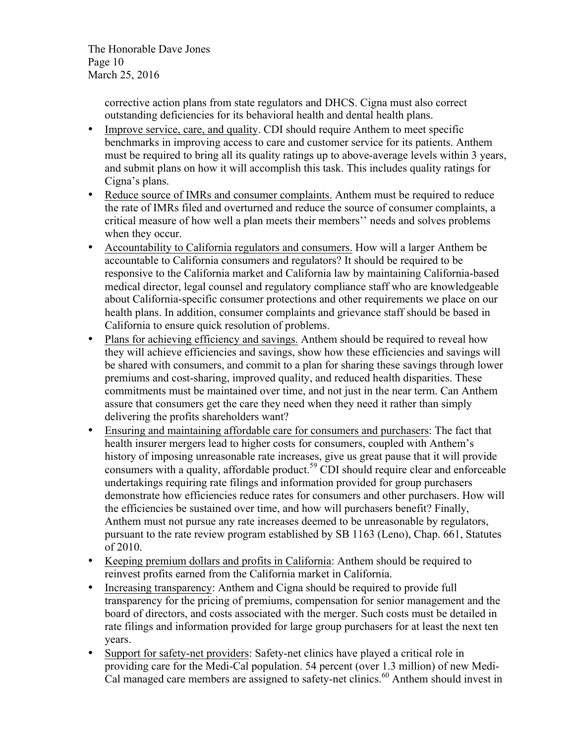corrective action plans from state regulators and DHCS. Cigna must also correct outstanding deficiencies for its behavioral health and dental health plans.

- Improve service, care, and quality. CDI should require Anthem to meet specific benchmarks in improving access to care and customer service for its patients. Anthem must be required to bring all its quality ratings up to above-average levels within 3 years, and submit plans on how it will accomplish this task. This includes quality ratings for Cigna's plans.
- Reduce source of IMRs and consumer complaints. Anthem must be required to reduce the rate of IMRs filed and overturned and reduce the source of consumer complaints, a critical measure of how well a plan meets their members'' needs and solves problems when they occur.
- Accountability to California regulators and consumers. How will a larger Anthem be accountable to California consumers and regulators? It should be required to be responsive to the California market and California law by maintaining California-based medical director, legal counsel and regulatory compliance staff who are knowledgeable about California-specific consumer protections and other requirements we place on our health plans. In addition, consumer complaints and grievance staff should be based in California to ensure quick resolution of problems.
- Plans for achieving efficiency and savings. Anthem should be required to reveal how they will achieve efficiencies and savings, show how these efficiencies and savings will be shared with consumers, and commit to a plan for sharing these savings through lower premiums and cost-sharing, improved quality, and reduced health disparities. These commitments must be maintained over time, and not just in the near term. Can Anthem assure that consumers get the care they need when they need it rather than simply delivering the profits shareholders want?
- Ensuring and maintaining affordable care for consumers and purchasers: The fact that health insurer mergers lead to higher costs for consumers, coupled with Anthem's history of imposing unreasonable rate increases, give us great pause that it will provide consumers with a quality, affordable product.[59] CDI should require clear and enforceable undertakings requiring rate filings and information provided for group purchasers demonstrate how efficiencies reduce rates for consumers and other purchasers. How will the efficiencies be sustained over time, and how will purchasers benefit? Finally, Anthem must not pursue any rate increases deemed to be unreasonable by regulators, pursuant to the rate review program established by SB 1163 (Leno), Chap. 661, Statutes of 2010.
- Keeping premium dollars and profits in California: Anthem should be required to reinvest profits earned from the California market in California.
- Increasing transparency: Anthem and Cigna should be required to provide full transparency for the pricing of premiums, compensation for senior management and the board of directors, and costs associated with the merger. Such costs must be detailed in rate filings and information provided for large group purchasers for at least the next ten years.
- Support for safety-net providers: Safety-net clinics have played a critical role in providing care for the Medi-Cal population. 54 percent (over 1.3 million) of new Medi-Cal managed care members are assigned to safety-net clinics.[60] Anthem should invest in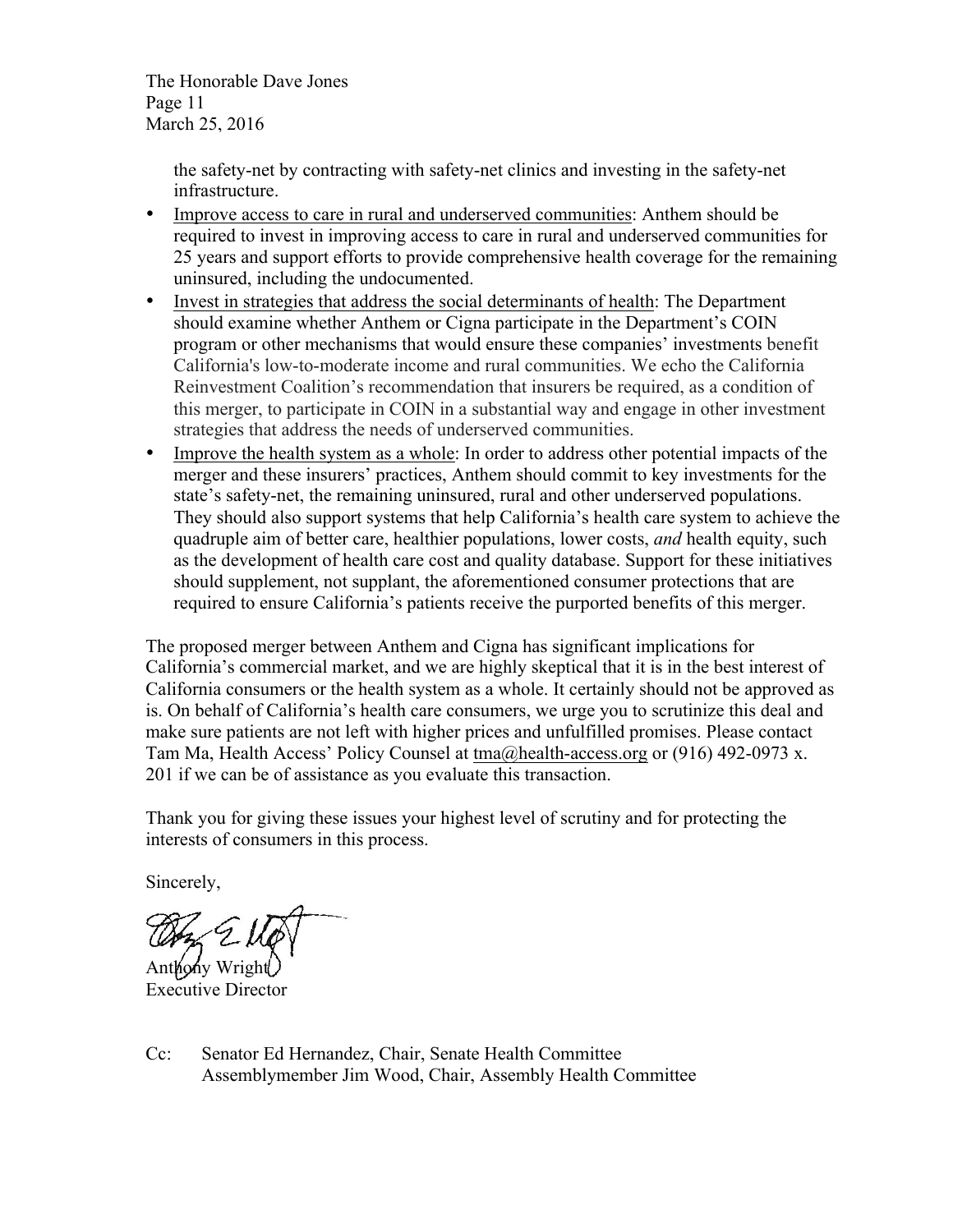the safety-net by contracting with safety-net clinics and investing in the safety-net infrastructure.

- Improve access to care in rural and underserved communities: Anthem should be required to invest in improving access to care in rural and underserved communities for 25 years and support efforts to provide comprehensive health coverage for the remaining uninsured, including the undocumented.
- Invest in strategies that address the social determinants of health: The Department should examine whether Anthem or Cigna participate in the Department's COIN program or other mechanisms that would ensure these companies' investments benefit California's low-to-moderate income and rural communities. We echo the California Reinvestment Coalition's recommendation that insurers be required, as a condition of this merger, to participate in COIN in a substantial way and engage in other investment strategies that address the needs of underserved communities.
- Improve the health system as a whole: In order to address other potential impacts of the merger and these insurers' practices, Anthem should commit to key investments for the state's safety-net, the remaining uninsured, rural and other underserved populations. They should also support systems that help California's health care system to achieve the quadruple aim of better care, healthier populations, lower costs, *and* health equity, such as the development of health care cost and quality database. Support for these initiatives should supplement, not supplant, the aforementioned consumer protections that are required to ensure California's patients receive the purported benefits of this merger.

The proposed merger between Anthem and Cigna has significant implications for California's commercial market, and we are highly skeptical that it is in the best interest of California consumers or the health system as a whole. It certainly should not be approved as is. On behalf of California's health care consumers, we urge you to scrutinize this deal and make sure patients are not left with higher prices and unfulfilled promises. Please contact Tam Ma, Health Access' Policy Counsel at tma@health-access.org or (916) 492-0973 x. 201 if we can be of assistance as you evaluate this transaction.

Thank you for giving these issues your highest level of scrutiny and for protecting the interests of consumers in this process.

Sincerely,

Anthony Wright
Executive Director

Cc: Senator Ed Hernandez, Chair, Senate Health Committee
Assemblymember Jim Wood, Chair, Assembly Health Committee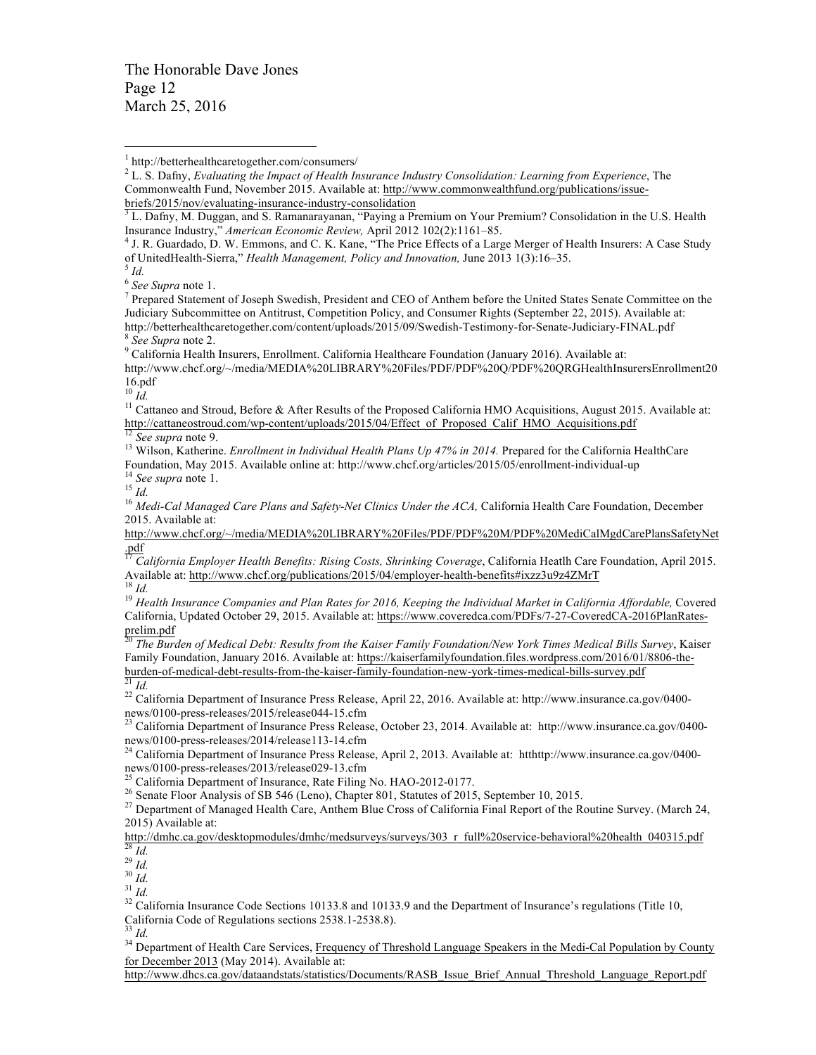[1] http://betterhealthcaretogether.com/consumers/

[2] L. S. Dafny, *Evaluating the Impact of Health Insurance Industry Consolidation: Learning from Experience*, The Commonwealth Fund, November 2015. Available at: http://www.commonwealthfund.org/publications/issue-briefs/2015/nov/evaluating-insurance-industry-consolidation

[3] L. Dafny, M. Duggan, and S. Ramanarayanan, "Paying a Premium on Your Premium? Consolidation in the U.S. Health Insurance Industry," *American Economic Review,* April 2012 102(2):1161–85.

[4] J. R. Guardado, D. W. Emmons, and C. K. Kane, "The Price Effects of a Large Merger of Health Insurers: A Case Study of UnitedHealth-Sierra," *Health Management, Policy and Innovation,* June 2013 1(3):16–35.

[5] *Id.*

[6] *See Supra* note 1.

[7] Prepared Statement of Joseph Swedish, President and CEO of Anthem before the United States Senate Committee on the Judiciary Subcommittee on Antitrust, Competition Policy, and Consumer Rights (September 22, 2015). Available at: http://betterhealthcaretogether.com/content/uploads/2015/09/Swedish-Testimony-for-Senate-Judiciary-FINAL.pdf

[8] *See Supra* note 2.

[9] California Health Insurers, Enrollment. California Healthcare Foundation (January 2016). Available at: http://www.chcf.org/~/media/MEDIA%20LIBRARY%20Files/PDF/PDF%20Q/PDF%20QRGHealthInsurersEnrollment2016.pdf

[10] *Id.*

[11] Cattaneo and Stroud, Before & After Results of the Proposed California HMO Acquisitions, August 2015. Available at: http://cattaneostroud.com/wp-content/uploads/2015/04/Effect_of_Proposed_Calif_HMO_Acquisitions.pdf

[12] *See supra* note 9.

[13] Wilson, Katherine. *Enrollment in Individual Health Plans Up 47% in 2014.* Prepared for the California HealthCare Foundation, May 2015. Available online at: http://www.chcf.org/articles/2015/05/enrollment-individual-up

[14] *See supra* note 1.

[15] *Id.*

[16] *Medi-Cal Managed Care Plans and Safety-Net Clinics Under the ACA,* California Health Care Foundation, December 2015. Available at: http://www.chcf.org/~/media/MEDIA%20LIBRARY%20Files/PDF/PDF%20M/PDF%20MediCalMgdCarePlansSafetyNet.pdf

[17] *California Employer Health Benefits: Rising Costs, Shrinking Coverage*, California Heatlh Care Foundation, April 2015. Available at: http://www.chcf.org/publications/2015/04/employer-health-benefits#ixzz3u9z4ZMrT

[18] *Id.*

[19] *Health Insurance Companies and Plan Rates for 2016, Keeping the Individual Market in California Affordable,* Covered California, Updated October 29, 2015. Available at: https://www.coveredca.com/PDFs/7-27-CoveredCA-2016PlanRates-prelim.pdf

[20] *The Burden of Medical Debt: Results from the Kaiser Family Foundation/New York Times Medical Bills Survey*, Kaiser Family Foundation, January 2016. Available at: https://kaiserfamilyfoundation.files.wordpress.com/2016/01/8806-the-burden-of-medical-debt-results-from-the-kaiser-family-foundation-new-york-times-medical-bills-survey.pdf

[21] *Id.*

[22] California Department of Insurance Press Release, April 22, 2016. Available at: http://www.insurance.ca.gov/0400-news/0100-press-releases/2015/release044-15.cfm

[23] California Department of Insurance Press Release, October 23, 2014. Available at: http://www.insurance.ca.gov/0400-news/0100-press-releases/2014/release113-14.cfm

[24] California Department of Insurance Press Release, April 2, 2013. Available at: htthttp://www.insurance.ca.gov/0400-news/0100-press-releases/2013/release029-13.cfm

[25] California Department of Insurance, Rate Filing No. HAO-2012-0177.

[26] Senate Floor Analysis of SB 546 (Leno), Chapter 801, Statutes of 2015, September 10, 2015.

[27] Department of Managed Health Care, Anthem Blue Cross of California Final Report of the Routine Survey. (March 24, 2015) Available at: http://dmhc.ca.gov/desktopmodules/dmhc/medsurveys/surveys/303_r_full%20service-behavioral%20health_040315.pdf

[28] *Id.*

[29] *Id.*

[30] *Id.*

[31] *Id.*

[32] California Insurance Code Sections 10133.8 and 10133.9 and the Department of Insurance's regulations (Title 10, California Code of Regulations sections 2538.1-2538.8).

[33] *Id.*

[34] Department of Health Care Services, Frequency of Threshold Language Speakers in the Medi-Cal Population by County for December 2013 (May 2014). Available at: http://www.dhcs.ca.gov/dataandstats/statistics/Documents/RASB_Issue_Brief_Annual_Threshold_Language_Report.pdf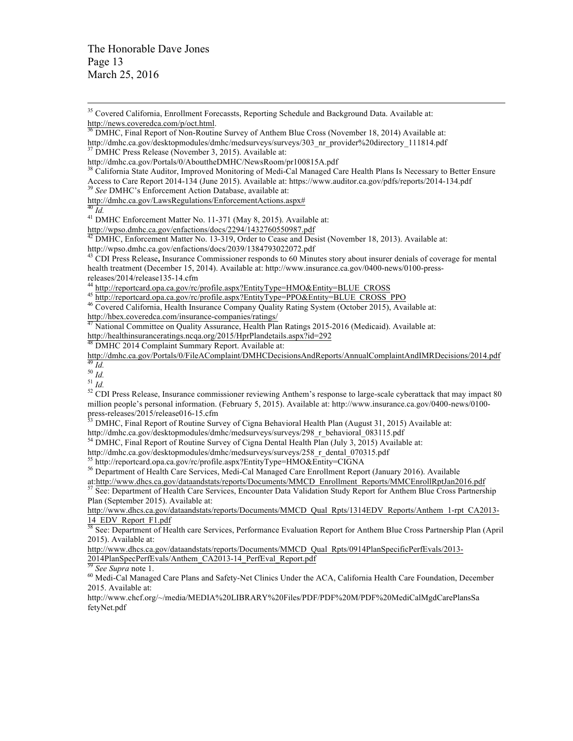[35] Covered California, Enrollment Forecassts, Reporting Schedule and Background Data. Available at: http://news.coveredca.com/p/oct.html.

[36] DMHC, Final Report of Non-Routine Survey of Anthem Blue Cross (November 18, 2014) Available at: http://dmhc.ca.gov/desktopmodules/dmhc/medsurveys/surveys/303_nr_provider%20directory_111814.pdf

[37] DMHC Press Release (November 3, 2015). Available at: http://dmhc.ca.gov/Portals/0/AbouttheDMHC/NewsRoom/pr100815A.pdf

[38] California State Auditor, Improved Monitoring of Medi-Cal Managed Care Health Plans Is Necessary to Better Ensure Access to Care Report 2014-134 (June 2015). Available at: https://www.auditor.ca.gov/pdfs/reports/2014-134.pdf

[39] *See* DMHC's Enforcement Action Database, available at: http://dmhc.ca.gov/LawsRegulations/EnforcementActions.aspx#

[40] *Id.*

[41] DMHC Enforcement Matter No. 11-371 (May 8, 2015). Available at: http://wpso.dmhc.ca.gov/enfactions/docs/2294/1432760550987.pdf

[42] DMHC, Enforcement Matter No. 13-319, Order to Cease and Desist (November 18, 2013). Available at: http://wpso.dmhc.ca.gov/enfactions/docs/2039/1384793022072.pdf

[43] CDI Press Release**,** Insurance Commissioner responds to 60 Minutes story about insurer denials of coverage for mental health treatment (December 15, 2014). Available at: http://www.insurance.ca.gov/0400-news/0100-press-releases/2014/release135-14.cfm

[44] http://reportcard.opa.ca.gov/rc/profile.aspx?EntityType=HMO&Entity=BLUE_CROSS

[45] http://reportcard.opa.ca.gov/rc/profile.aspx?EntityType=PPO&Entity=BLUE_CROSS_PPO

[46] Covered California, Health Insurance Company Quality Rating System (October 2015), Available at: http://hbex.coveredca.com/insurance-companies/ratings/

[47] National Committee on Quality Assurance, Health Plan Ratings 2015-2016 (Medicaid). Available at: http://healthinsuranceratings.ncqa.org/2015/HprPlandetails.aspx?id=292

[48] DMHC 2014 Complaint Summary Report. Available at: http://dmhc.ca.gov/Portals/0/FileAComplaint/DMHCDecisionsAndReports/AnnualComplaintAndIMRDecisions/2014.pdf

[49] *Id.*

[50] *Id.*

[51] *Id.*

[52] CDI Press Release, Insurance commissioner reviewing Anthem's response to large-scale cyberattack that may impact 80 million people's personal information. (February 5, 2015). Available at: http://www.insurance.ca.gov/0400-news/0100-press-releases/2015/release016-15.cfm

[53] DMHC, Final Report of Routine Survey of Cigna Behavioral Health Plan (August 31, 2015) Available at: http://dmhc.ca.gov/desktopmodules/dmhc/medsurveys/surveys/298_r_behavioral_083115.pdf

[54] DMHC, Final Report of Routine Survey of Cigna Dental Health Plan (July 3, 2015) Available at: http://dmhc.ca.gov/desktopmodules/dmhc/medsurveys/surveys/258_r_dental_070315.pdf

[55] http://reportcard.opa.ca.gov/rc/profile.aspx?EntityType=HMO&Entity=CIGNA

[56] Department of Health Care Services, Medi-Cal Managed Care Enrollment Report (January 2016). Available at:http://www.dhcs.ca.gov/dataandstats/reports/Documents/MMCD_Enrollment_Reports/MMCEnrollRptJan2016.pdf

[57] See: Department of Health Care Services, Encounter Data Validation Study Report for Anthem Blue Cross Partnership Plan (September 2015). Available at: http://www.dhcs.ca.gov/dataandstats/reports/Documents/MMCD_Qual_Rpts/1314EDV_Reports/Anthem_1-rpt_CA2013-14_EDV_Report_F1.pdf

[58] See: Department of Health care Services, Performance Evaluation Report for Anthem Blue Cross Partnership Plan (April 2015). Available at: http://www.dhcs.ca.gov/dataandstats/reports/Documents/MMCD_Qual_Rpts/0914PlanSpecificPerfEvals/2013-2014PlanSpecPerfEvals/Anthem_CA2013-14_PerfEval_Report.pdf

[59] *See Supra* note 1.

[60] Medi-Cal Managed Care Plans and Safety-Net Clinics Under the ACA, California Health Care Foundation, December 2015. Available at: http://www.chcf.org/~/media/MEDIA%20LIBRARY%20Files/PDF/PDF%20M/PDF%20MediCalMgdCarePlansSafetyNet.pdf